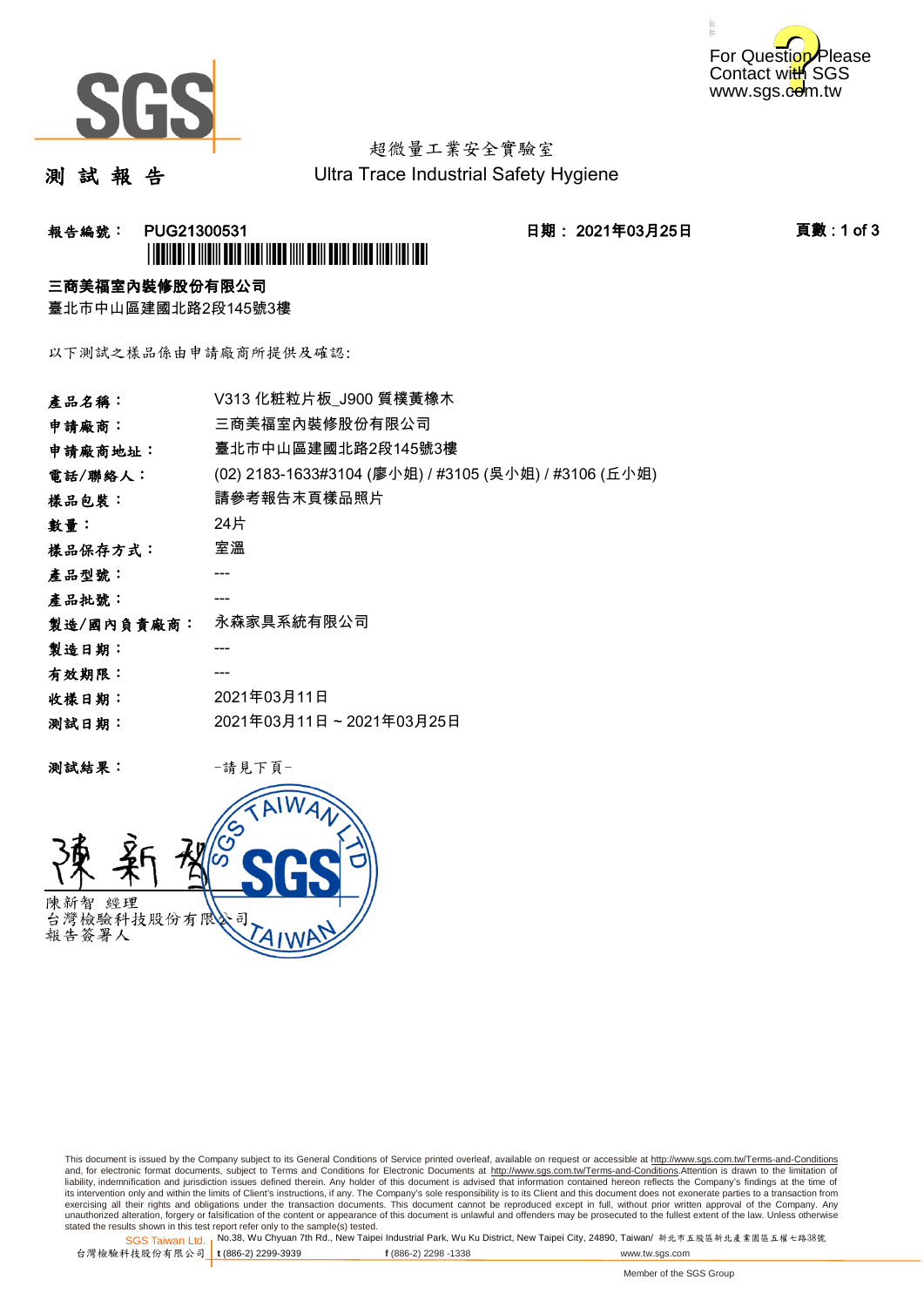For Question Please Contact with SGS www.sgs.com.tw

# 測 試 報 告

超微量工業安全實驗室
Ultra Trace Industrial Safety Hygiene

**報告編號： PUG21300531**　　**日期： 2021年03月25日**

**三商美福室內裝修股份有限公司**
臺北市中山區建國北路2段145號3樓

以下測試之樣品係由申請廠商所提供及確認:

| | |
|---|---|
| **產品名稱：** | V313 化粧粒片板_J900 質樸黃橡木 |
| **申請廠商：** | 三商美福室內裝修股份有限公司 |
| **申請廠商地址：** | 臺北市中山區建國北路2段145號3樓 |
| **電話/聯絡人：** | (02) 2183-1633#3104 (廖小姐) / #3105 (吳小姐) / #3106 (丘小姐) |
| **樣品包裝：** | 請參考報告末頁樣品照片 |
| **數量：** | 24片 |
| **樣品保存方式：** | 室溫 |
| **產品型號：** | --- |
| **產品批號：** | --- |
| **製造/國內負責廠商：** | 永森家具系統有限公司 |
| **製造日期：** | --- |
| **有效期限：** | --- |
| **收樣日期：** | 2021年03月11日 |
| **測試日期：** | 2021年03月11日 ~ 2021年03月25日 |

**測試結果：** -請見下頁-

陳新智 經理
台灣檢驗科技股份有限公司
報告簽署人

This document is issued by the Company subject to its General Conditions of Service printed overleaf, available on request or accessible at http://www.sgs.com.tw/Terms-and-Conditions and, for electronic format documents, subject to Terms and Conditions for Electronic Documents at http://www.sgs.com.tw/Terms-and-Conditions.Attention is drawn to the limitation of liability, indemnification and jurisdiction issues defined therein. Any holder of this document is advised that information contained hereon reflects the Company's findings at the time of its intervention only and within the limits of Client's instructions, if any. The Company's sole responsibility is to its Client and this document does not exonerate parties to a transaction from exercising all their rights and obligations under the transaction documents. This document cannot be reproduced except in full, without prior written approval of the Company. Any unauthorized alteration, forgery or falsification of the content or appearance of this document is unlawful and offenders may be prosecuted to the fullest extent of the law. Unless otherwise stated the results shown in this test report refer only to the sample(s) tested.

SGS Taiwan Ltd. 台灣檢驗科技股份有限公司 | No.38, Wu Chyuan 7th Rd., New Taipei Industrial Park, Wu Ku District, New Taipei City, 24890, Taiwan/ 新北市五股區新北產業園區五權七路38號
t (886-2) 2299-3939 f (886-2) 2298 -1338 www.tw.sgs.com

Member of the SGS Group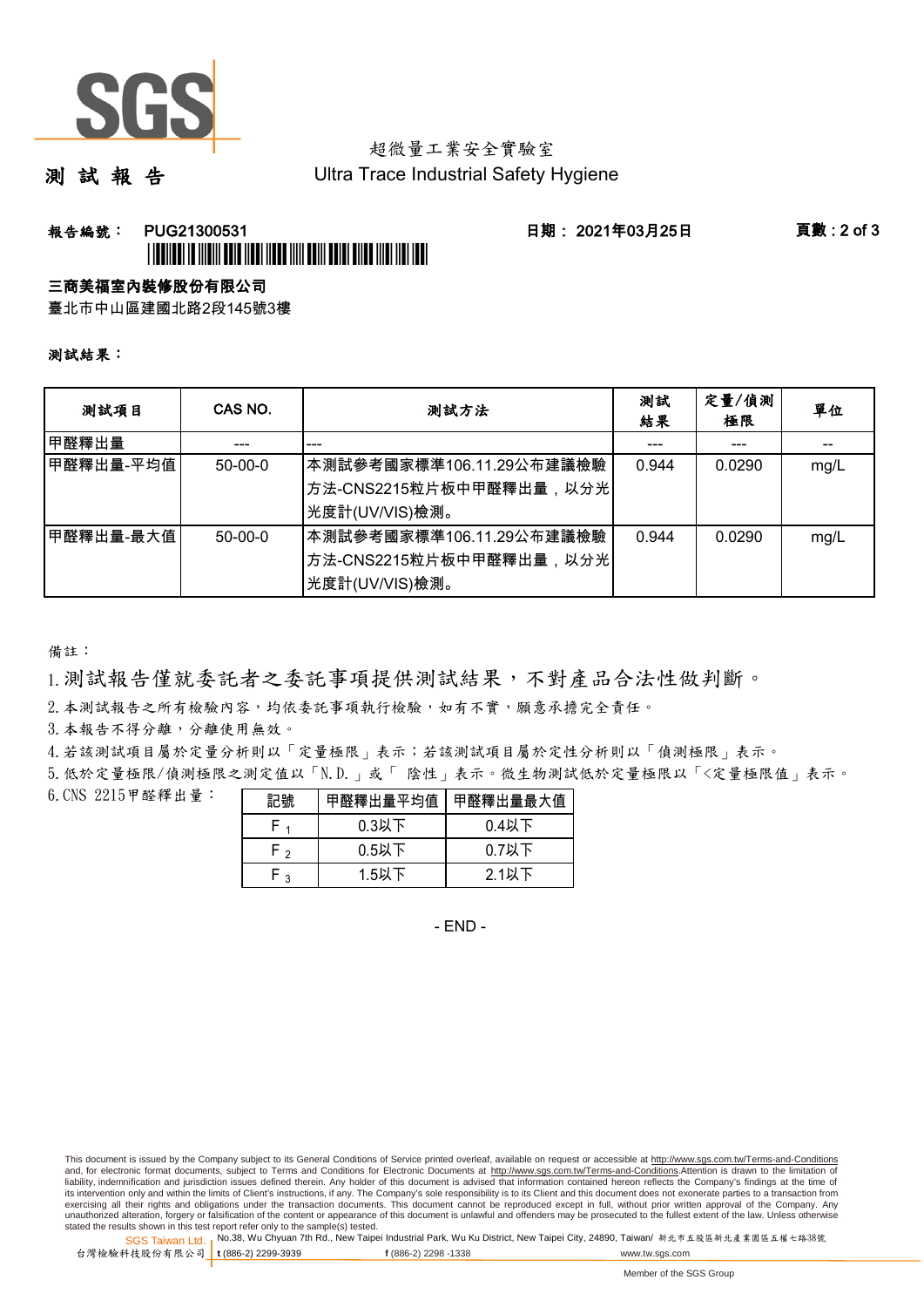# 測 試 報 告

超微量工業安全實驗室
Ultra Trace Industrial Safety Hygiene

**報告編號： PUG21300531** **日期： 2021年03月25日**

**三商美福室內裝修股份有限公司**
臺北市中山區建國北路2段145號3樓

**測試結果：**

| 測試項目 | CAS NO. | 測試方法 | 測試結果 | 定量/偵測極限 | 單位 |
|---|---|---|---|---|---|
| 甲醛釋出量 | --- | --- | --- | --- | -- |
| 甲醛釋出量-平均值 | 50-00-0 | 本測試參考國家標準106.11.29公布建議檢驗方法-CNS2215粒片板中甲醛釋出量，以分光光度計(UV/VIS)檢測。 | 0.944 | 0.0290 | mg/L |
| 甲醛釋出量-最大值 | 50-00-0 | 本測試參考國家標準106.11.29公布建議檢驗方法-CNS2215粒片板中甲醛釋出量，以分光光度計(UV/VIS)檢測。 | 0.944 | 0.0290 | mg/L |

備註：

1. 測試報告僅就委託者之委託事項提供測試結果，不對產品合法性做判斷。
2. 本測試報告之所有檢驗內容，均依委託事項執行檢驗，如有不實，願意承擔完全責任。
3. 本報告不得分離，分離使用無效。
4. 若該測試項目屬於定量分析則以「定量極限」表示；若該測試項目屬於定性分析則以「偵測極限」表示。
5. 低於定量極限/偵測極限之測定值以「N.D.」或「 陰性」表示。微生物測試低於定量極限以「<定量極限值」表示。
6. CNS 2215甲醛釋出量：

| 記號 | 甲醛釋出量平均值 | 甲醛釋出量最大值 |
|---|---|---|
| $F_1$ | 0.3以下 | 0.4以下 |
| $F_2$ | 0.5以下 | 0.7以下 |
| $F_3$ | 1.5以下 | 2.1以下 |

- END -

This document is issued by the Company subject to its General Conditions of Service printed overleaf, available on request or accessible at http://www.sgs.com.tw/Terms-and-Conditions and, for electronic format documents, subject to Terms and Conditions for Electronic Documents at http://www.sgs.com.tw/Terms-and-Conditions.Attention is drawn to the limitation of liability, indemnification and jurisdiction issues defined therein. Any holder of this document is advised that information contained hereon reflects the Company's findings at the time of its intervention only and within the limits of Client's instructions, if any. The Company's sole responsibility is to its Client and this document does not exonerate parties to a transaction from exercising all their rights and obligations under the transaction documents. This document cannot be reproduced except in full, without prior written approval of the Company. Any unauthorized alteration, forgery or falsification of the content or appearance of this document is unlawful and offenders may be prosecuted to the fullest extent of the law. Unless otherwise stated the results shown in this test report refer only to the sample(s) tested.

SGS Taiwan Ltd. 台灣檢驗科技股份有限公司 | No.38, Wu Chyuan 7th Rd., New Taipei Industrial Park, Wu Ku District, New Taipei City, 24890, Taiwan/ 新北市五股區新北產業園區五權七路38號 | t (886-2) 2299-3939 f (886-2) 2298 -1338 www.tw.sgs.com

Member of the SGS Group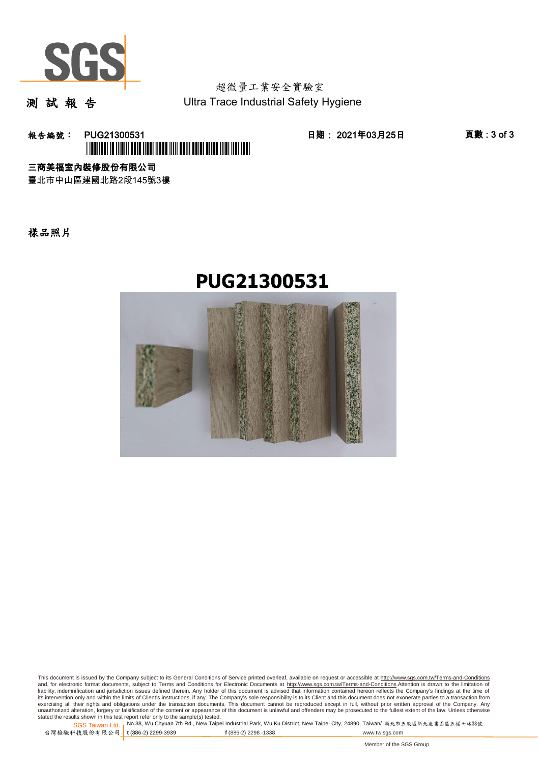超微量工業安全實驗室
Ultra Trace Industrial Safety Hygiene

# 測 試 報 告

報告編號： PUG21300531

日期： 2021年03月25日

**三商美福室內裝修股份有限公司**
臺北市中山區建國北路2段145號3樓

## 樣品照片

PUG21300531

This document is issued by the Company subject to its General Conditions of Service printed overleaf, available on request or accessible at http://www.sgs.com.tw/Terms-and-Conditions and, for electronic format documents, subject to Terms and Conditions for Electronic Documents at http://www.sgs.com.tw/Terms-and-Conditions.Attention is drawn to the limitation of liability, indemnification and jurisdiction issues defined therein. Any holder of this document is advised that information contained hereon reflects the Company's findings at the time of its intervention only and within the limits of Client's instructions, if any. The Company's sole responsibility is to its Client and this document does not exonerate parties to a transaction from exercising all their rights and obligations under the transaction documents. This document cannot be reproduced except in full, without prior written approval of the Company. Any unauthorized alteration, forgery or falsification of the content or appearance of this document is unlawful and offenders may be prosecuted to the fullest extent of the law. Unless otherwise stated the results shown in this test report refer only to the sample(s) tested.

SGS Taiwan Ltd. 台灣檢驗科技股份有限公司 | No.38, Wu Chyuan 7th Rd., New Taipei Industrial Park, Wu Ku District, New Taipei City, 24890, Taiwan/ 新北市五股區新北產業園區五權七路38號 | t (886-2) 2299-3939 | f (886-2) 2298 -1338 | www.tw.sgs.com

Member of the SGS Group